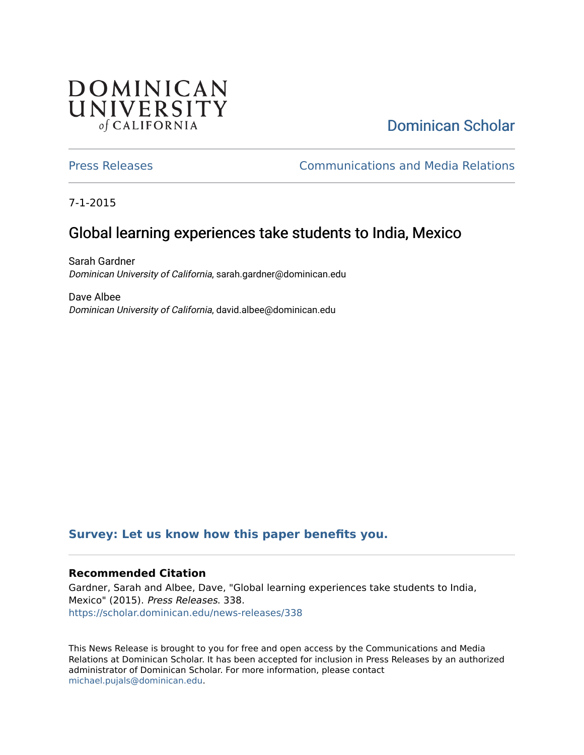DOMINICAN UNIVERSITY *of* CALIFORNIA

Dominican Scholar

Press Releases

Communications and Media Relations

7-1-2015

# Global learning experiences take students to India, Mexico

Sarah Gardner
*Dominican University of California*, sarah.gardner@dominican.edu

Dave Albee
*Dominican University of California*, david.albee@dominican.edu

**Survey: Let us know how this paper benefits you.**

### Recommended Citation

Gardner, Sarah and Albee, Dave, "Global learning experiences take students to India, Mexico" (2015). *Press Releases*. 338.
https://scholar.dominican.edu/news-releases/338

This News Release is brought to you for free and open access by the Communications and Media Relations at Dominican Scholar. It has been accepted for inclusion in Press Releases by an authorized administrator of Dominican Scholar. For more information, please contact michael.pujals@dominican.edu.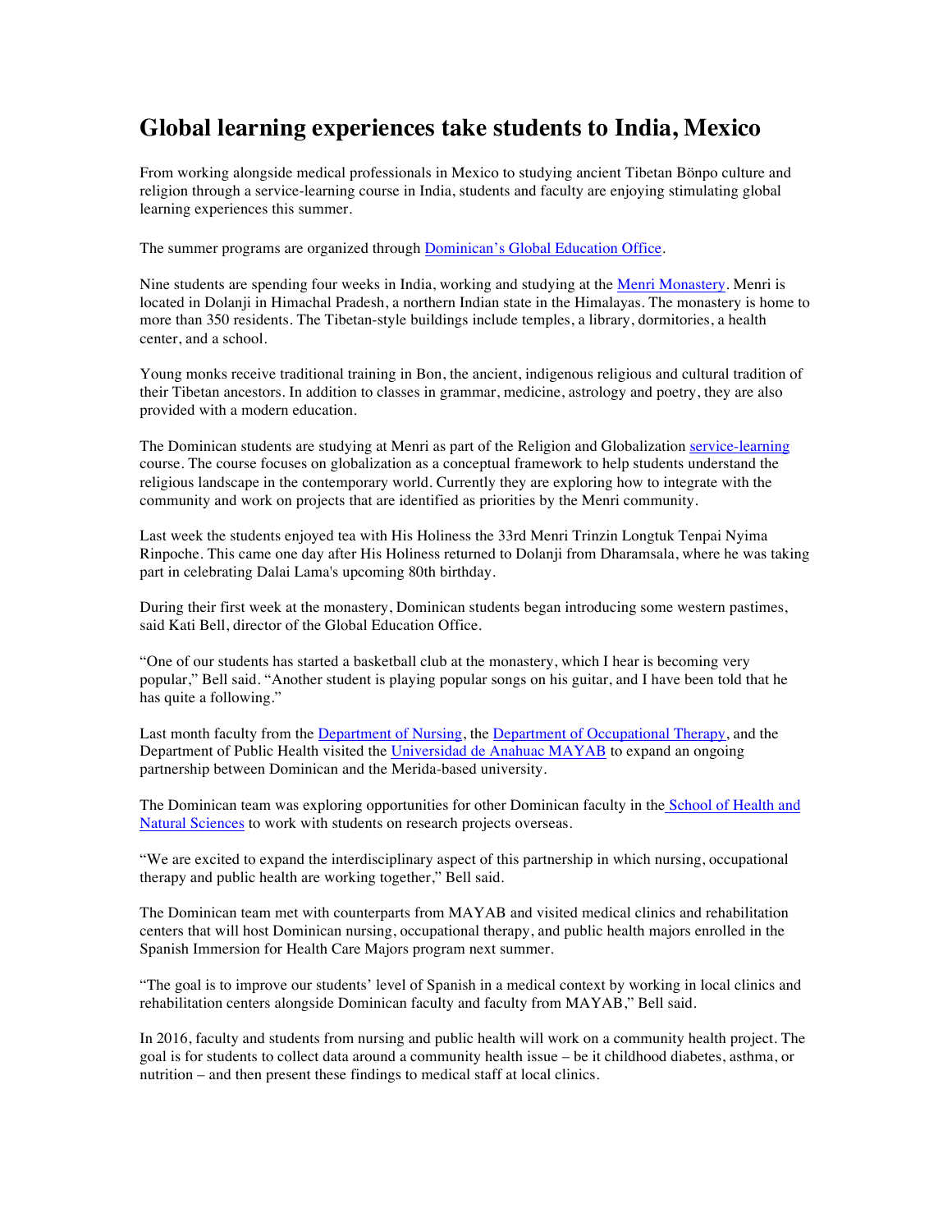# Global learning experiences take students to India, Mexico

From working alongside medical professionals in Mexico to studying ancient Tibetan Bönpo culture and religion through a service-learning course in India, students and faculty are enjoying stimulating global learning experiences this summer.

The summer programs are organized through Dominican's Global Education Office.

Nine students are spending four weeks in India, working and studying at the Menri Monastery. Menri is located in Dolanji in Himachal Pradesh, a northern Indian state in the Himalayas. The monastery is home to more than 350 residents. The Tibetan-style buildings include temples, a library, dormitories, a health center, and a school.

Young monks receive traditional training in Bon, the ancient, indigenous religious and cultural tradition of their Tibetan ancestors. In addition to classes in grammar, medicine, astrology and poetry, they are also provided with a modern education.

The Dominican students are studying at Menri as part of the Religion and Globalization service-learning course. The course focuses on globalization as a conceptual framework to help students understand the religious landscape in the contemporary world. Currently they are exploring how to integrate with the community and work on projects that are identified as priorities by the Menri community.

Last week the students enjoyed tea with His Holiness the 33rd Menri Trinzin Longtuk Tenpai Nyima Rinpoche. This came one day after His Holiness returned to Dolanji from Dharamsala, where he was taking part in celebrating Dalai Lama's upcoming 80th birthday.

During their first week at the monastery, Dominican students began introducing some western pastimes, said Kati Bell, director of the Global Education Office.

"One of our students has started a basketball club at the monastery, which I hear is becoming very popular," Bell said. "Another student is playing popular songs on his guitar, and I have been told that he has quite a following."

Last month faculty from the Department of Nursing, the Department of Occupational Therapy, and the Department of Public Health visited the Universidad de Anahuac MAYAB to expand an ongoing partnership between Dominican and the Merida-based university.

The Dominican team was exploring opportunities for other Dominican faculty in the School of Health and Natural Sciences to work with students on research projects overseas.

"We are excited to expand the interdisciplinary aspect of this partnership in which nursing, occupational therapy and public health are working together," Bell said.

The Dominican team met with counterparts from MAYAB and visited medical clinics and rehabilitation centers that will host Dominican nursing, occupational therapy, and public health majors enrolled in the Spanish Immersion for Health Care Majors program next summer.

"The goal is to improve our students' level of Spanish in a medical context by working in local clinics and rehabilitation centers alongside Dominican faculty and faculty from MAYAB," Bell said.

In 2016, faculty and students from nursing and public health will work on a community health project. The goal is for students to collect data around a community health issue – be it childhood diabetes, asthma, or nutrition – and then present these findings to medical staff at local clinics.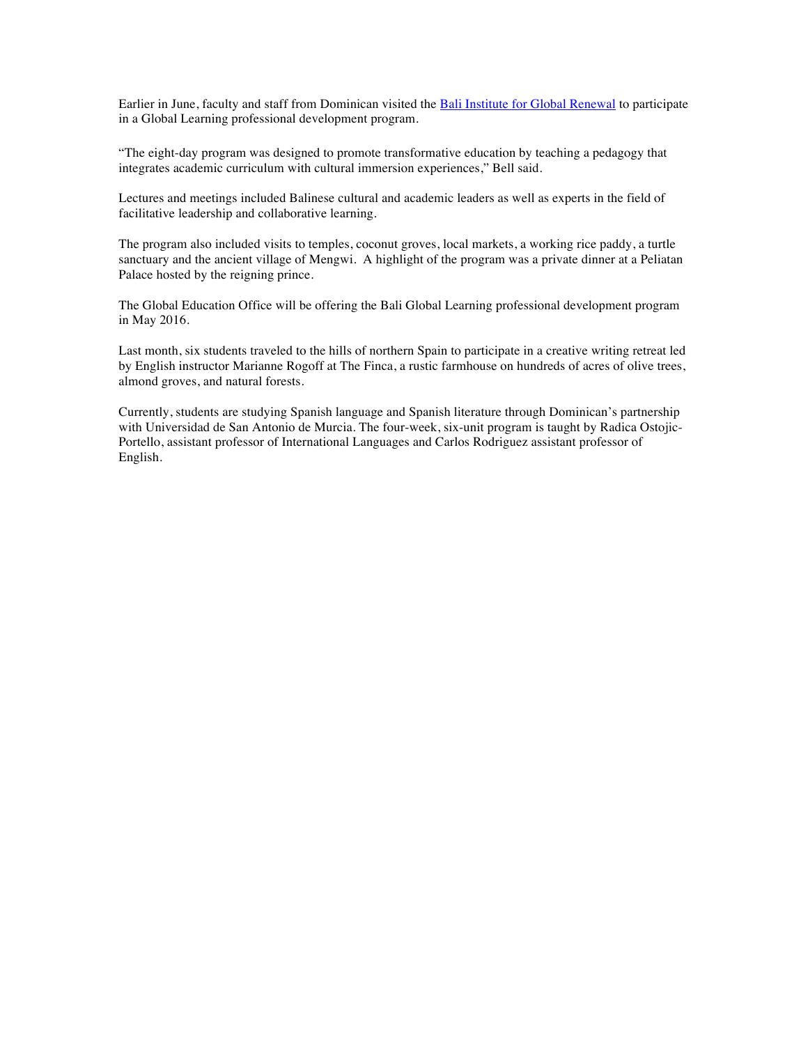Earlier in June, faculty and staff from Dominican visited the [Bali Institute for Global Renewal] to participate in a Global Learning professional development program.

"The eight-day program was designed to promote transformative education by teaching a pedagogy that integrates academic curriculum with cultural immersion experiences," Bell said.

Lectures and meetings included Balinese cultural and academic leaders as well as experts in the field of facilitative leadership and collaborative learning.

The program also included visits to temples, coconut groves, local markets, a working rice paddy, a turtle sanctuary and the ancient village of Mengwi. A highlight of the program was a private dinner at a Peliatan Palace hosted by the reigning prince.

The Global Education Office will be offering the Bali Global Learning professional development program in May 2016.

Last month, six students traveled to the hills of northern Spain to participate in a creative writing retreat led by English instructor Marianne Rogoff at The Finca, a rustic farmhouse on hundreds of acres of olive trees, almond groves, and natural forests.

Currently, students are studying Spanish language and Spanish literature through Dominican's partnership with Universidad de San Antonio de Murcia. The four-week, six-unit program is taught by Radica Ostojic-Portello, assistant professor of International Languages and Carlos Rodriguez assistant professor of English.